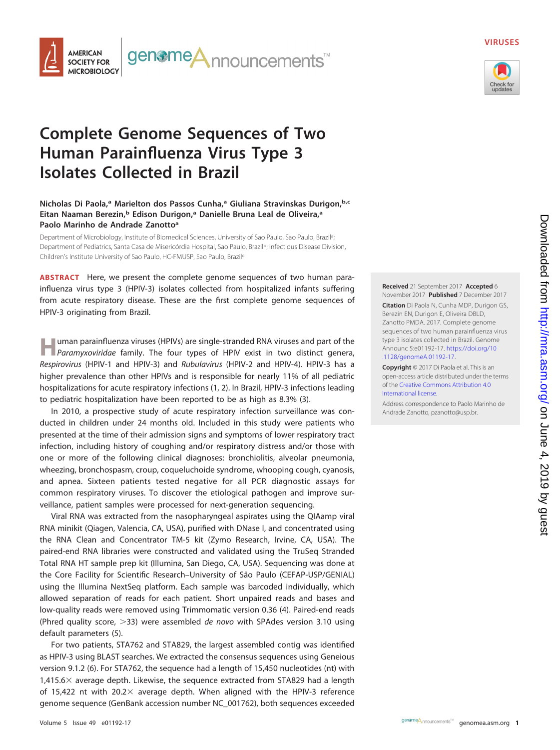VIRUSES

# Complete Genome Sequences of Two Human Parainfluenza Virus Type 3 Isolates Collected in Brazil

**Nicholas Di Paola,[a] Marielton dos Passos Cunha,[a] Giuliana Stravinskas Durigon,[b,c] Eitan Naaman Berezin,[b] Edison Durigon,[a] Danielle Bruna Leal de Oliveira,[a] Paolo Marinho de Andrade Zanotto[a]**

Department of Microbiology, Institute of Biomedical Sciences, University of Sao Paulo, Sao Paulo, Brazil[a]; Department of Pediatrics, Santa Casa de Misericórdia Hospital, Sao Paulo, Brazil[b]; Infectious Disease Division, Children's Institute University of Sao Paulo, HC-FMUSP, Sao Paulo, Brazil[c]

**ABSTRACT** Here, we present the complete genome sequences of two human parainfluenza virus type 3 (HPIV-3) isolates collected from hospitalized infants suffering from acute respiratory disease. These are the first complete genome sequences of HPIV-3 originating from Brazil.

**Received** 21 September 2017 **Accepted** 6 November 2017 **Published** 7 December 2017

**Citation** Di Paola N, Cunha MDP, Durigon GS, Berezin EN, Durigon E, Oliveira DBLD, Zanotto PMDA. 2017. Complete genome sequences of two human parainfluenza virus type 3 isolates collected in Brazil. Genome Announc 5:e01192-17. https://doi.org/10.1128/genomeA.01192-17.

**Copyright** © 2017 Di Paola et al. This is an open-access article distributed under the terms of the Creative Commons Attribution 4.0 International license.

Address correspondence to Paolo Marinho de Andrade Zanotto, pzanotto@usp.br.

Human parainfluenza viruses (HPIVs) are single-stranded RNA viruses and part of the *Paramyxoviridae* family. The four types of HPIV exist in two distinct genera, *Respirovirus* (HPIV-1 and HPIV-3) and *Rubulavirus* (HPIV-2 and HPIV-4). HPIV-3 has a higher prevalence than other HPIVs and is responsible for nearly 11% of all pediatric hospitalizations for acute respiratory infections (1, 2). In Brazil, HPIV-3 infections leading to pediatric hospitalization have been reported to be as high as 8.3% (3).

In 2010, a prospective study of acute respiratory infection surveillance was conducted in children under 24 months old. Included in this study were patients who presented at the time of their admission signs and symptoms of lower respiratory tract infection, including history of coughing and/or respiratory distress and/or those with one or more of the following clinical diagnoses: bronchiolitis, alveolar pneumonia, wheezing, bronchospasm, croup, coqueluchoide syndrome, whooping cough, cyanosis, and apnea. Sixteen patients tested negative for all PCR diagnostic assays for common respiratory viruses. To discover the etiological pathogen and improve surveillance, patient samples were processed for next-generation sequencing.

Viral RNA was extracted from the nasopharyngeal aspirates using the QIAamp viral RNA minikit (Qiagen, Valencia, CA, USA), purified with DNase I, and concentrated using the RNA Clean and Concentrator TM-5 kit (Zymo Research, Irvine, CA, USA). The paired-end RNA libraries were constructed and validated using the TruSeq Stranded Total RNA HT sample prep kit (Illumina, San Diego, CA, USA). Sequencing was done at the Core Facility for Scientific Research–University of São Paulo (CEFAP-USP/GENIAL) using the Illumina NextSeq platform. Each sample was barcoded individually, which allowed separation of reads for each patient. Short unpaired reads and bases and low-quality reads were removed using Trimmomatic version 0.36 (4). Paired-end reads (Phred quality score, >33) were assembled *de novo* with SPAdes version 3.10 using default parameters (5).

For two patients, STA762 and STA829, the largest assembled contig was identified as HPIV-3 using BLAST searches. We extracted the consensus sequences using Geneious version 9.1.2 (6). For STA762, the sequence had a length of 15,450 nucleotides (nt) with 1,415.6× average depth. Likewise, the sequence extracted from STA829 had a length of 15,422 nt with 20.2× average depth. When aligned with the HPIV-3 reference genome sequence (GenBank accession number NC_001762), both sequences exceeded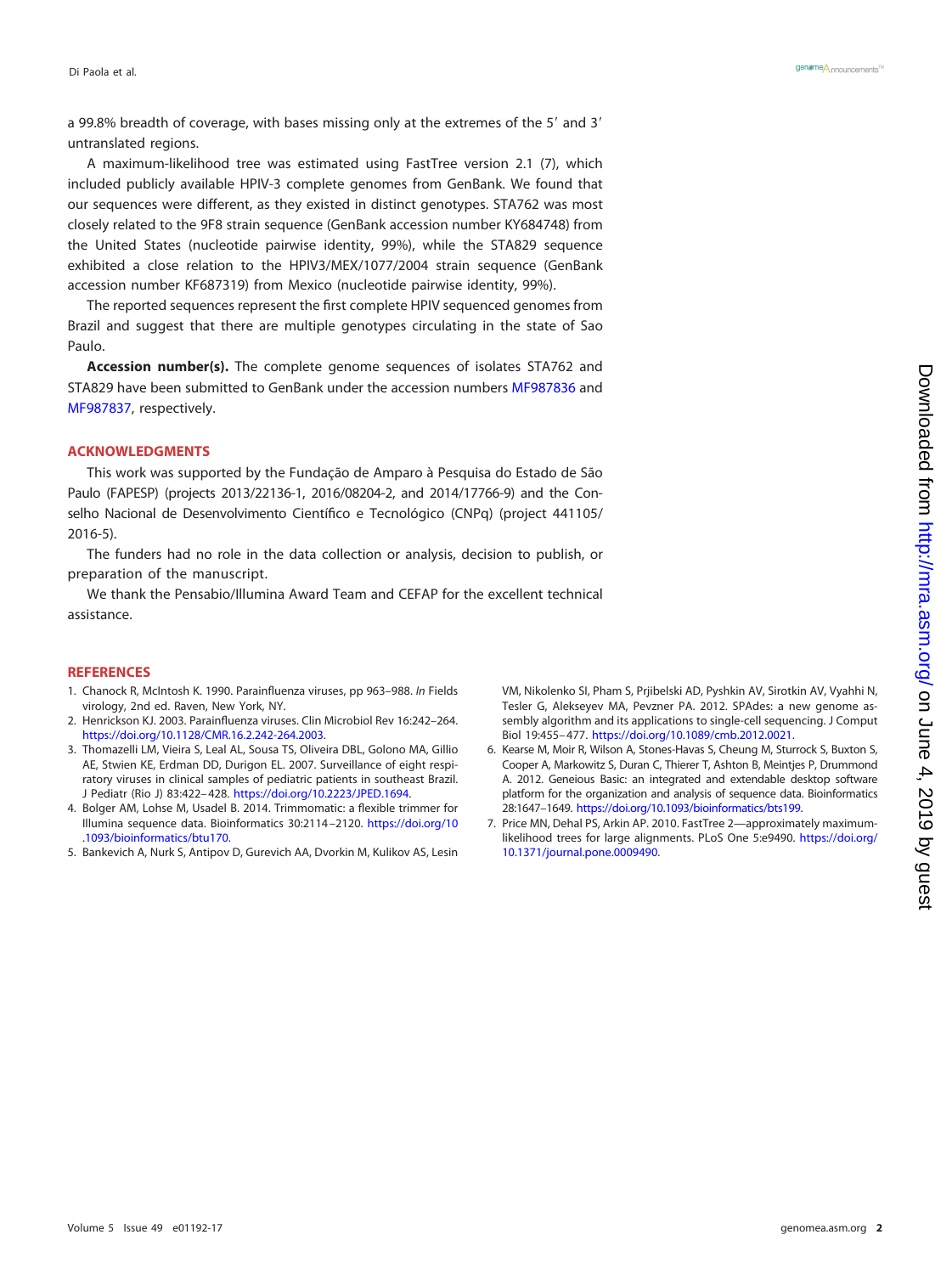a 99.8% breadth of coverage, with bases missing only at the extremes of the 5′ and 3′ untranslated regions.

A maximum-likelihood tree was estimated using FastTree version 2.1 (7), which included publicly available HPIV-3 complete genomes from GenBank. We found that our sequences were different, as they existed in distinct genotypes. STA762 was most closely related to the 9F8 strain sequence (GenBank accession number KY684748) from the United States (nucleotide pairwise identity, 99%), while the STA829 sequence exhibited a close relation to the HPIV3/MEX/1077/2004 strain sequence (GenBank accession number KF687319) from Mexico (nucleotide pairwise identity, 99%).

The reported sequences represent the first complete HPIV sequenced genomes from Brazil and suggest that there are multiple genotypes circulating in the state of Sao Paulo.

**Accession number(s).** The complete genome sequences of isolates STA762 and STA829 have been submitted to GenBank under the accession numbers MF987836 and MF987837, respectively.

## ACKNOWLEDGMENTS

This work was supported by the Fundação de Amparo à Pesquisa do Estado de São Paulo (FAPESP) (projects 2013/22136-1, 2016/08204-2, and 2014/17766-9) and the Conselho Nacional de Desenvolvimento Científico e Tecnológico (CNPq) (project 441105/2016-5).

The funders had no role in the data collection or analysis, decision to publish, or preparation of the manuscript.

We thank the Pensabio/Illumina Award Team and CEFAP for the excellent technical assistance.

## REFERENCES

1. Chanock R, McIntosh K. 1990. Parainfluenza viruses, pp 963–988. *In* Fields virology, 2nd ed. Raven, New York, NY.
2. Henrickson KJ. 2003. Parainfluenza viruses. Clin Microbiol Rev 16:242–264. https://doi.org/10.1128/CMR.16.2.242-264.2003.
3. Thomazelli LM, Vieira S, Leal AL, Sousa TS, Oliveira DBL, Golono MA, Gillio AE, Stwien KE, Erdman DD, Durigon EL. 2007. Surveillance of eight respiratory viruses in clinical samples of pediatric patients in southeast Brazil. J Pediatr (Rio J) 83:422–428. https://doi.org/10.2223/JPED.1694.
4. Bolger AM, Lohse M, Usadel B. 2014. Trimmomatic: a flexible trimmer for Illumina sequence data. Bioinformatics 30:2114–2120. https://doi.org/10.1093/bioinformatics/btu170.
5. Bankevich A, Nurk S, Antipov D, Gurevich AA, Dvorkin M, Kulikov AS, Lesin VM, Nikolenko SI, Pham S, Prjibelski AD, Pyshkin AV, Sirotkin AV, Vyahhi N, Tesler G, Alekseyev MA, Pevzner PA. 2012. SPAdes: a new genome assembly algorithm and its applications to single-cell sequencing. J Comput Biol 19:455–477. https://doi.org/10.1089/cmb.2012.0021.
6. Kearse M, Moir R, Wilson A, Stones-Havas S, Cheung M, Sturrock S, Buxton S, Cooper A, Markowitz S, Duran C, Thierer T, Ashton B, Meintjes P, Drummond A. 2012. Geneious Basic: an integrated and extendable desktop software platform for the organization and analysis of sequence data. Bioinformatics 28:1647–1649. https://doi.org/10.1093/bioinformatics/bts199.
7. Price MN, Dehal PS, Arkin AP. 2010. FastTree 2—approximately maximum-likelihood trees for large alignments. PLoS One 5:e9490. https://doi.org/10.1371/journal.pone.0009490.